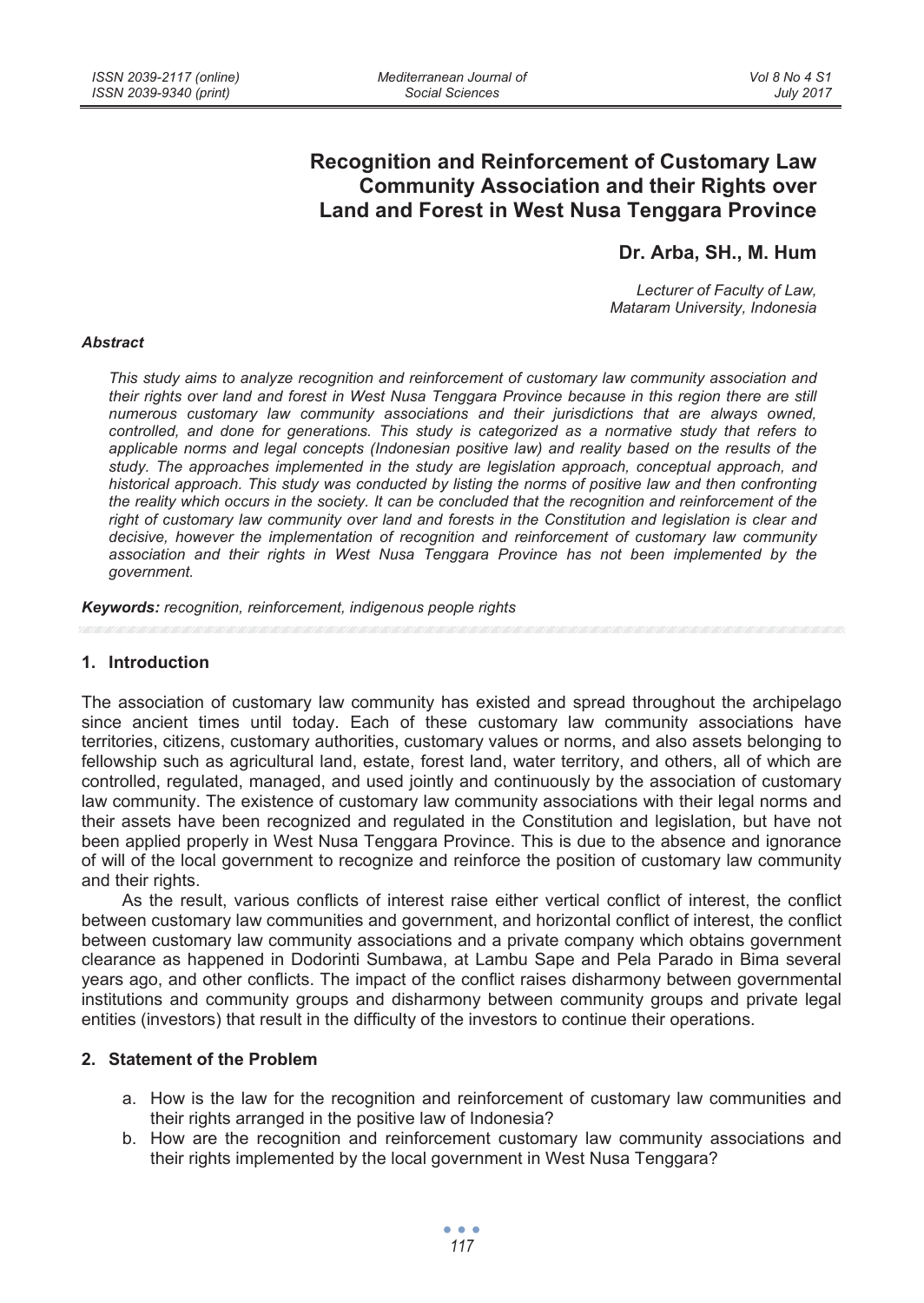# Recognition and Reinforcement of Customary Law Community Association and their Rights over Land and Forest in West Nusa Tenggara Province

**Dr. Arba, SH., M. Hum**

*Lecturer of Faculty of Law, Mataram University, Indonesia*

***Abstract***

*This study aims to analyze recognition and reinforcement of customary law community association and their rights over land and forest in West Nusa Tenggara Province because in this region there are still numerous customary law community associations and their jurisdictions that are always owned, controlled, and done for generations. This study is categorized as a normative study that refers to applicable norms and legal concepts (Indonesian positive law) and reality based on the results of the study. The approaches implemented in the study are legislation approach, conceptual approach, and historical approach. This study was conducted by listing the norms of positive law and then confronting the reality which occurs in the society. It can be concluded that the recognition and reinforcement of the right of customary law community over land and forests in the Constitution and legislation is clear and decisive, however the implementation of recognition and reinforcement of customary law community association and their rights in West Nusa Tenggara Province has not been implemented by the government.*

***Keywords:*** *recognition, reinforcement, indigenous people rights*

## 1. Introduction

The association of customary law community has existed and spread throughout the archipelago since ancient times until today. Each of these customary law community associations have territories, citizens, customary authorities, customary values or norms, and also assets belonging to fellowship such as agricultural land, estate, forest land, water territory, and others, all of which are controlled, regulated, managed, and used jointly and continuously by the association of customary law community. The existence of customary law community associations with their legal norms and their assets have been recognized and regulated in the Constitution and legislation, but have not been applied properly in West Nusa Tenggara Province. This is due to the absence and ignorance of will of the local government to recognize and reinforce the position of customary law community and their rights.

As the result, various conflicts of interest raise either vertical conflict of interest, the conflict between customary law communities and government, and horizontal conflict of interest, the conflict between customary law community associations and a private company which obtains government clearance as happened in Dodorinti Sumbawa, at Lambu Sape and Pela Parado in Bima several years ago, and other conflicts. The impact of the conflict raises disharmony between governmental institutions and community groups and disharmony between community groups and private legal entities (investors) that result in the difficulty of the investors to continue their operations.

## 2. Statement of the Problem

a. How is the law for the recognition and reinforcement of customary law communities and their rights arranged in the positive law of Indonesia?

b. How are the recognition and reinforcement customary law community associations and their rights implemented by the local government in West Nusa Tenggara?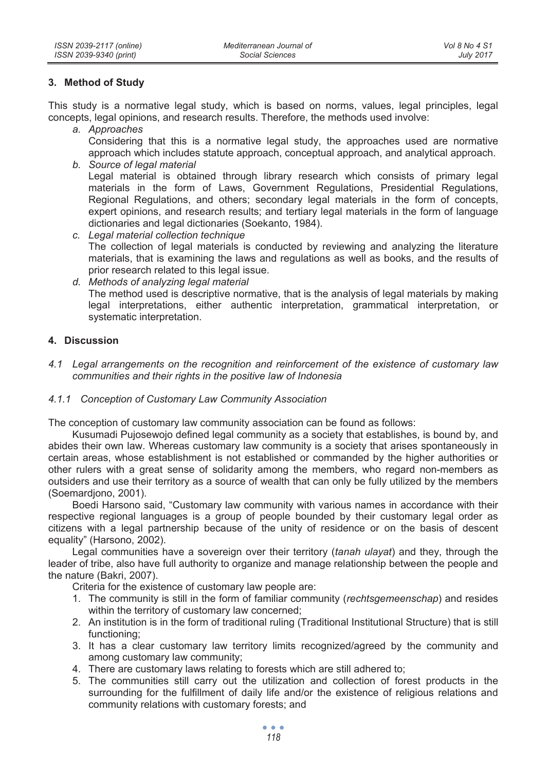## 3. Method of Study

This study is a normative legal study, which is based on norms, values, legal principles, legal concepts, legal opinions, and research results. Therefore, the methods used involve:

a. *Approaches*
   Considering that this is a normative legal study, the approaches used are normative approach which includes statute approach, conceptual approach, and analytical approach.
b. *Source of legal material*
   Legal material is obtained through library research which consists of primary legal materials in the form of Laws, Government Regulations, Presidential Regulations, Regional Regulations, and others; secondary legal materials in the form of concepts, expert opinions, and research results; and tertiary legal materials in the form of language dictionaries and legal dictionaries (Soekanto, 1984).
c. *Legal material collection technique*
   The collection of legal materials is conducted by reviewing and analyzing the literature materials, that is examining the laws and regulations as well as books, and the results of prior research related to this legal issue.
d. *Methods of analyzing legal material*
   The method used is descriptive normative, that is the analysis of legal materials by making legal interpretations, either authentic interpretation, grammatical interpretation, or systematic interpretation.

## 4. Discussion

### *4.1 Legal arrangements on the recognition and reinforcement of the existence of customary law communities and their rights in the positive law of Indonesia*

#### *4.1.1 Conception of Customary Law Community Association*

The conception of customary law community association can be found as follows:

Kusumadi Pujosewojo defined legal community as a society that establishes, is bound by, and abides their own law. Whereas customary law community is a society that arises spontaneously in certain areas, whose establishment is not established or commanded by the higher authorities or other rulers with a great sense of solidarity among the members, who regard non-members as outsiders and use their territory as a source of wealth that can only be fully utilized by the members (Soemardjono, 2001).

Boedi Harsono said, "Customary law community with various names in accordance with their respective regional languages is a group of people bounded by their customary legal order as citizens with a legal partnership because of the unity of residence or on the basis of descent equality" (Harsono, 2002).

Legal communities have a sovereign over their territory (*tanah ulayat*) and they, through the leader of tribe, also have full authority to organize and manage relationship between the people and the nature (Bakri, 2007).

Criteria for the existence of customary law people are:

1. The community is still in the form of familiar community (*rechtsgemeenschap*) and resides within the territory of customary law concerned;
2. An institution is in the form of traditional ruling (Traditional Institutional Structure) that is still functioning;
3. It has a clear customary law territory limits recognized/agreed by the community and among customary law community;
4. There are customary laws relating to forests which are still adhered to;
5. The communities still carry out the utilization and collection of forest products in the surrounding for the fulfillment of daily life and/or the existence of religious relations and community relations with customary forests; and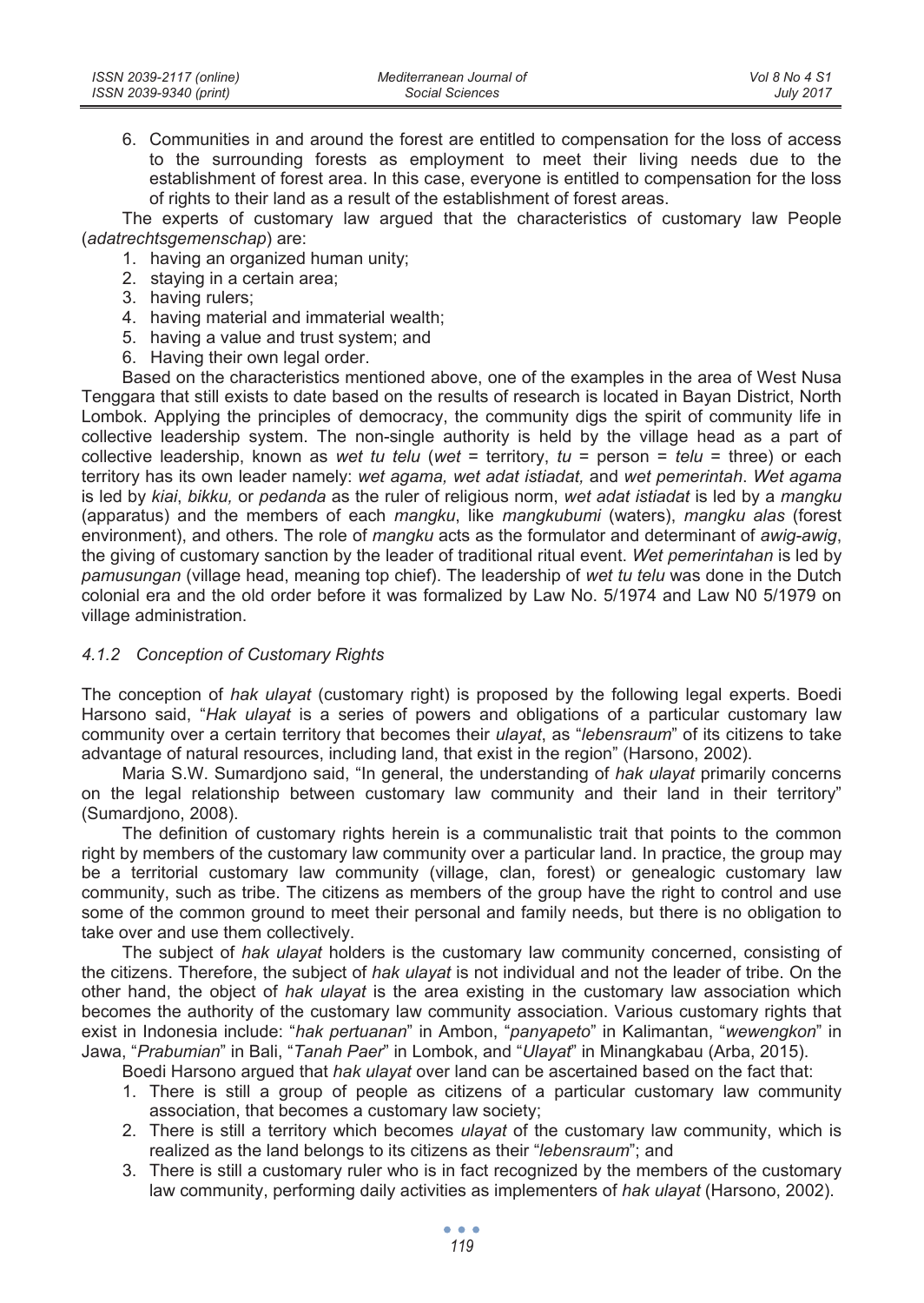6. Communities in and around the forest are entitled to compensation for the loss of access to the surrounding forests as employment to meet their living needs due to the establishment of forest area. In this case, everyone is entitled to compensation for the loss of rights to their land as a result of the establishment of forest areas.

The experts of customary law argued that the characteristics of customary law People (*adatrechtsgemenschap*) are:

1. having an organized human unity;
2. staying in a certain area;
3. having rulers;
4. having material and immaterial wealth;
5. having a value and trust system; and
6. Having their own legal order.

Based on the characteristics mentioned above, one of the examples in the area of West Nusa Tenggara that still exists to date based on the results of research is located in Bayan District, North Lombok. Applying the principles of democracy, the community digs the spirit of community life in collective leadership system. The non-single authority is held by the village head as a part of collective leadership, known as *wet tu telu* (*wet* = territory, *tu* = person = *telu* = three) or each territory has its own leader namely: *wet agama, wet adat istiadat,* and *wet pemerintah*. *Wet agama* is led by *kiai*, *bikku,* or *pedanda* as the ruler of religious norm, *wet adat istiadat* is led by a *mangku* (apparatus) and the members of each *mangku*, like *mangkubumi* (waters), *mangku alas* (forest environment), and others. The role of *mangku* acts as the formulator and determinant of *awig-awig*, the giving of customary sanction by the leader of traditional ritual event. *Wet pemerintahan* is led by *pamusungan* (village head, meaning top chief). The leadership of *wet tu telu* was done in the Dutch colonial era and the old order before it was formalized by Law No. 5/1974 and Law N0 5/1979 on village administration.

### *4.1.2 Conception of Customary Rights*

The conception of *hak ulayat* (customary right) is proposed by the following legal experts. Boedi Harsono said, "*Hak ulayat* is a series of powers and obligations of a particular customary law community over a certain territory that becomes their *ulayat*, as "*lebensraum*" of its citizens to take advantage of natural resources, including land, that exist in the region" (Harsono, 2002).

Maria S.W. Sumardjono said, "In general, the understanding of *hak ulayat* primarily concerns on the legal relationship between customary law community and their land in their territory" (Sumardjono, 2008).

The definition of customary rights herein is a communalistic trait that points to the common right by members of the customary law community over a particular land. In practice, the group may be a territorial customary law community (village, clan, forest) or genealogic customary law community, such as tribe. The citizens as members of the group have the right to control and use some of the common ground to meet their personal and family needs, but there is no obligation to take over and use them collectively.

The subject of *hak ulayat* holders is the customary law community concerned, consisting of the citizens. Therefore, the subject of *hak ulayat* is not individual and not the leader of tribe. On the other hand, the object of *hak ulayat* is the area existing in the customary law association which becomes the authority of the customary law community association. Various customary rights that exist in Indonesia include: "*hak pertuanan*" in Ambon, "*panyapeto*" in Kalimantan, "*wewengkon*" in Jawa, "*Prabumian*" in Bali, "*Tanah Paer*" in Lombok, and "*Ulayat*" in Minangkabau (Arba, 2015).

Boedi Harsono argued that *hak ulayat* over land can be ascertained based on the fact that:

1. There is still a group of people as citizens of a particular customary law community association, that becomes a customary law society;
2. There is still a territory which becomes *ulayat* of the customary law community, which is realized as the land belongs to its citizens as their "*lebensraum*"; and
3. There is still a customary ruler who is in fact recognized by the members of the customary law community, performing daily activities as implementers of *hak ulayat* (Harsono, 2002).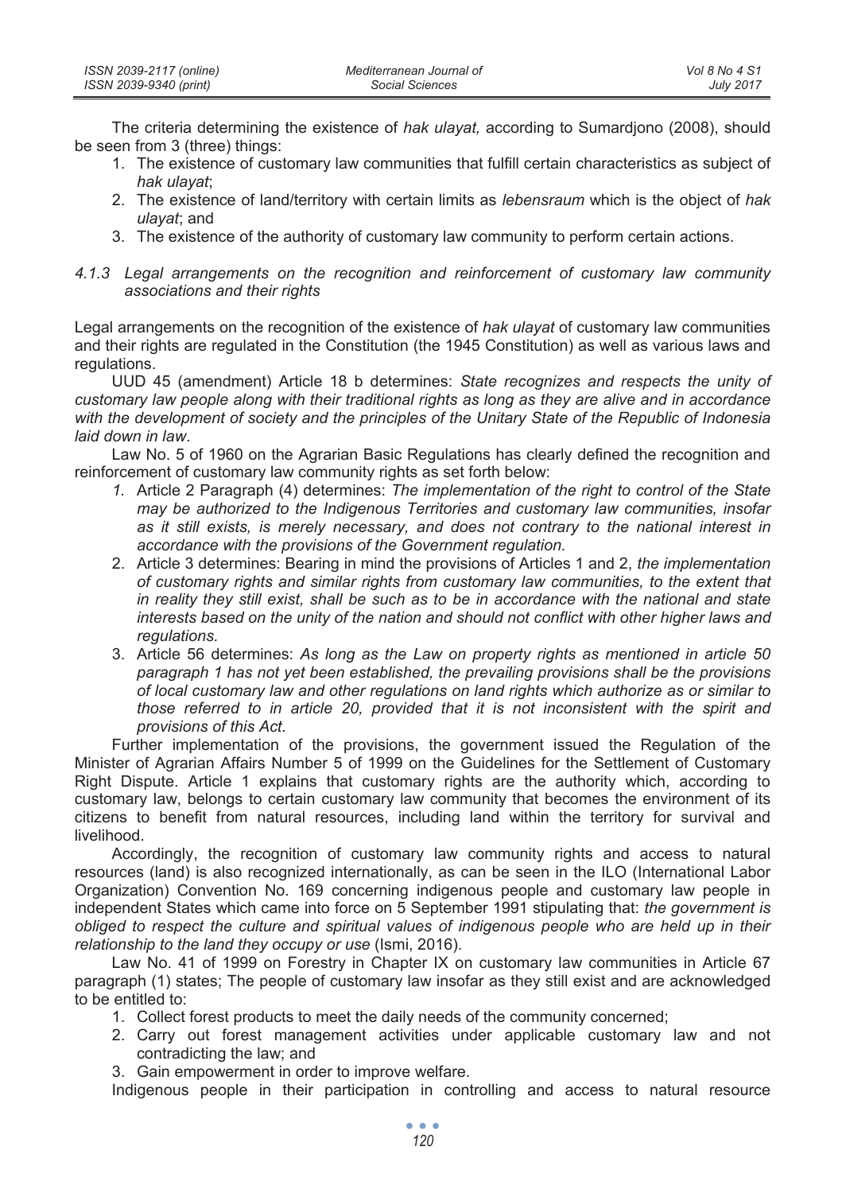The criteria determining the existence of *hak ulayat,* according to Sumardjono (2008), should be seen from 3 (three) things:

1. The existence of customary law communities that fulfill certain characteristics as subject of *hak ulayat*;
2. The existence of land/territory with certain limits as *lebensraum* which is the object of *hak ulayat*; and
3. The existence of the authority of customary law community to perform certain actions.

#### *4.1.3 Legal arrangements on the recognition and reinforcement of customary law community associations and their rights*

Legal arrangements on the recognition of the existence of *hak ulayat* of customary law communities and their rights are regulated in the Constitution (the 1945 Constitution) as well as various laws and regulations.

UUD 45 (amendment) Article 18 b determines: *State recognizes and respects the unity of customary law people along with their traditional rights as long as they are alive and in accordance with the development of society and the principles of the Unitary State of the Republic of Indonesia laid down in law*.

Law No. 5 of 1960 on the Agrarian Basic Regulations has clearly defined the recognition and reinforcement of customary law community rights as set forth below:

1. Article 2 Paragraph (4) determines: *The implementation of the right to control of the State may be authorized to the Indigenous Territories and customary law communities, insofar as it still exists, is merely necessary, and does not contrary to the national interest in accordance with the provisions of the Government regulation.*
2. Article 3 determines: Bearing in mind the provisions of Articles 1 and 2, *the implementation of customary rights and similar rights from customary law communities, to the extent that in reality they still exist, shall be such as to be in accordance with the national and state interests based on the unity of the nation and should not conflict with other higher laws and regulations.*
3. Article 56 determines: *As long as the Law on property rights as mentioned in article 50 paragraph 1 has not yet been established, the prevailing provisions shall be the provisions of local customary law and other regulations on land rights which authorize as or similar to those referred to in article 20, provided that it is not inconsistent with the spirit and provisions of this Act.*

Further implementation of the provisions, the government issued the Regulation of the Minister of Agrarian Affairs Number 5 of 1999 on the Guidelines for the Settlement of Customary Right Dispute. Article 1 explains that customary rights are the authority which, according to customary law, belongs to certain customary law community that becomes the environment of its citizens to benefit from natural resources, including land within the territory for survival and livelihood.

Accordingly, the recognition of customary law community rights and access to natural resources (land) is also recognized internationally, as can be seen in the ILO (International Labor Organization) Convention No. 169 concerning indigenous people and customary law people in independent States which came into force on 5 September 1991 stipulating that: *the government is obliged to respect the culture and spiritual values of indigenous people who are held up in their relationship to the land they occupy or use* (Ismi, 2016).

Law No. 41 of 1999 on Forestry in Chapter IX on customary law communities in Article 67 paragraph (1) states; The people of customary law insofar as they still exist and are acknowledged to be entitled to:

1. Collect forest products to meet the daily needs of the community concerned;
2. Carry out forest management activities under applicable customary law and not contradicting the law; and
3. Gain empowerment in order to improve welfare.

Indigenous people in their participation in controlling and access to natural resource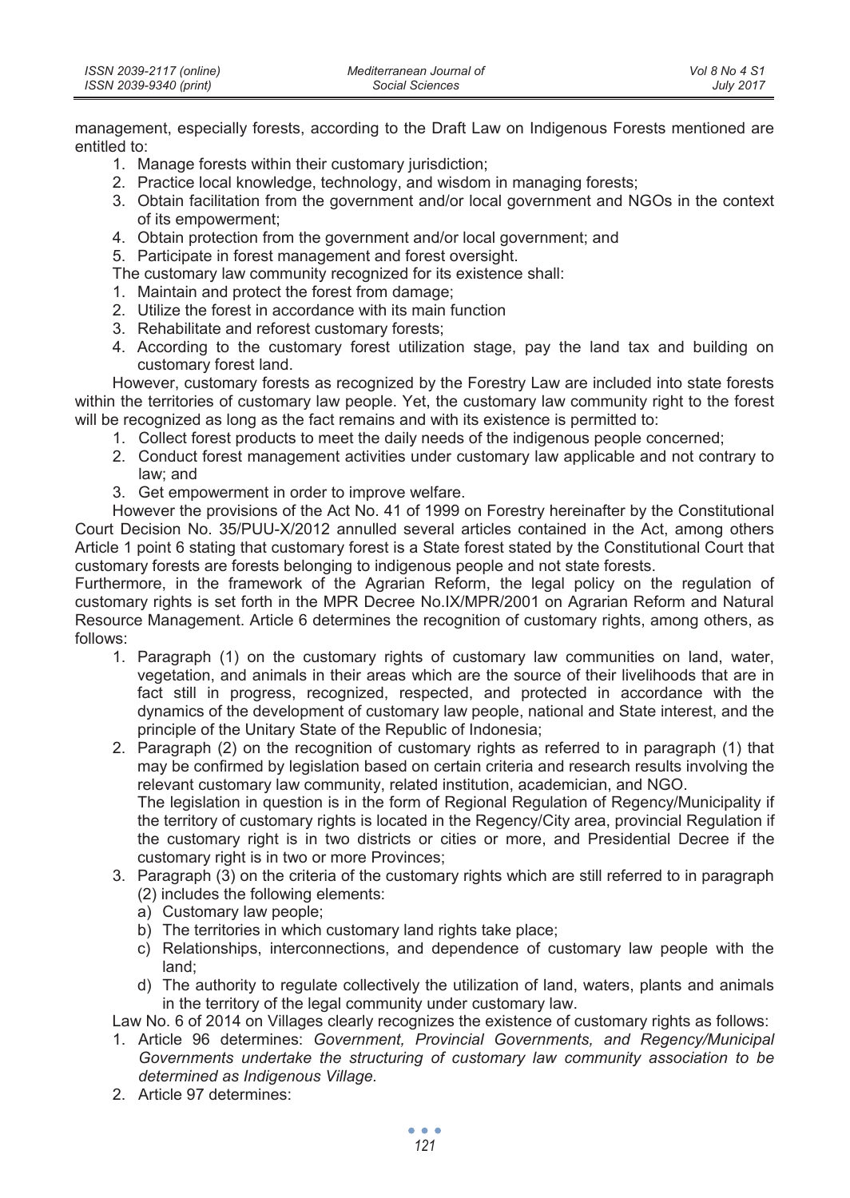management, especially forests, according to the Draft Law on Indigenous Forests mentioned are entitled to:

1. Manage forests within their customary jurisdiction;
2. Practice local knowledge, technology, and wisdom in managing forests;
3. Obtain facilitation from the government and/or local government and NGOs in the context of its empowerment;
4. Obtain protection from the government and/or local government; and
5. Participate in forest management and forest oversight.

The customary law community recognized for its existence shall:

1. Maintain and protect the forest from damage;
2. Utilize the forest in accordance with its main function
3. Rehabilitate and reforest customary forests;
4. According to the customary forest utilization stage, pay the land tax and building on customary forest land.

However, customary forests as recognized by the Forestry Law are included into state forests within the territories of customary law people. Yet, the customary law community right to the forest will be recognized as long as the fact remains and with its existence is permitted to:

1. Collect forest products to meet the daily needs of the indigenous people concerned;
2. Conduct forest management activities under customary law applicable and not contrary to law; and
3. Get empowerment in order to improve welfare.

However the provisions of the Act No. 41 of 1999 on Forestry hereinafter by the Constitutional Court Decision No. 35/PUU-X/2012 annulled several articles contained in the Act, among others Article 1 point 6 stating that customary forest is a State forest stated by the Constitutional Court that customary forests are forests belonging to indigenous people and not state forests.

Furthermore, in the framework of the Agrarian Reform, the legal policy on the regulation of customary rights is set forth in the MPR Decree No.IX/MPR/2001 on Agrarian Reform and Natural Resource Management. Article 6 determines the recognition of customary rights, among others, as follows:

1. Paragraph (1) on the customary rights of customary law communities on land, water, vegetation, and animals in their areas which are the source of their livelihoods that are in fact still in progress, recognized, respected, and protected in accordance with the dynamics of the development of customary law people, national and State interest, and the principle of the Unitary State of the Republic of Indonesia;
2. Paragraph (2) on the recognition of customary rights as referred to in paragraph (1) that may be confirmed by legislation based on certain criteria and research results involving the relevant customary law community, related institution, academician, and NGO.
   The legislation in question is in the form of Regional Regulation of Regency/Municipality if the territory of customary rights is located in the Regency/City area, provincial Regulation if the customary right is in two districts or cities or more, and Presidential Decree if the customary right is in two or more Provinces;
3. Paragraph (3) on the criteria of the customary rights which are still referred to in paragraph (2) includes the following elements:
   a) Customary law people;
   b) The territories in which customary land rights take place;
   c) Relationships, interconnections, and dependence of customary law people with the land;
   d) The authority to regulate collectively the utilization of land, waters, plants and animals in the territory of the legal community under customary law.

Law No. 6 of 2014 on Villages clearly recognizes the existence of customary rights as follows:

1. Article 96 determines: *Government, Provincial Governments, and Regency/Municipal Governments undertake the structuring of customary law community association to be determined as Indigenous Village.*
2. Article 97 determines: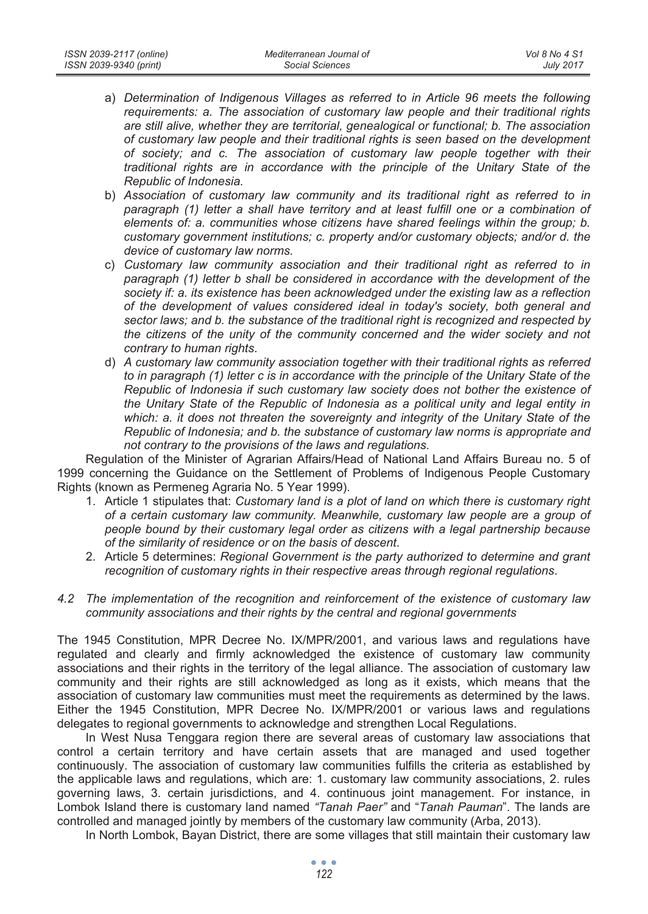a) *Determination of Indigenous Villages as referred to in Article 96 meets the following requirements: a. The association of customary law people and their traditional rights are still alive, whether they are territorial, genealogical or functional; b. The association of customary law people and their traditional rights is seen based on the development of society; and c. The association of customary law people together with their traditional rights are in accordance with the principle of the Unitary State of the Republic of Indonesia.*
b) *Association of customary law community and its traditional right as referred to in paragraph (1) letter a shall have territory and at least fulfill one or a combination of elements of: a. communities whose citizens have shared feelings within the group; b. customary government institutions; c. property and/or customary objects; and/or d. the device of customary law norms.*
c) *Customary law community association and their traditional right as referred to in paragraph (1) letter b shall be considered in accordance with the development of the society if: a. its existence has been acknowledged under the existing law as a reflection of the development of values considered ideal in today's society, both general and sector laws; and b. the substance of the traditional right is recognized and respected by the citizens of the unity of the community concerned and the wider society and not contrary to human rights*.
d) *A customary law community association together with their traditional rights as referred to in paragraph (1) letter c is in accordance with the principle of the Unitary State of the Republic of Indonesia if such customary law society does not bother the existence of the Unitary State of the Republic of Indonesia as a political unity and legal entity in which: a. it does not threaten the sovereignty and integrity of the Unitary State of the Republic of Indonesia; and b. the substance of customary law norms is appropriate and not contrary to the provisions of the laws and regulations.*

Regulation of the Minister of Agrarian Affairs/Head of National Land Affairs Bureau no. 5 of 1999 concerning the Guidance on the Settlement of Problems of Indigenous People Customary Rights (known as Permeneg Agraria No. 5 Year 1999).

1. Article 1 stipulates that: *Customary land is a plot of land on which there is customary right of a certain customary law community. Meanwhile, customary law people are a group of people bound by their customary legal order as citizens with a legal partnership because of the similarity of residence or on the basis of descent*.
2. Article 5 determines: *Regional Government is the party authorized to determine and grant recognition of customary rights in their respective areas through regional regulations*.

### *4.2 The implementation of the recognition and reinforcement of the existence of customary law community associations and their rights by the central and regional governments*

The 1945 Constitution, MPR Decree No. IX/MPR/2001, and various laws and regulations have regulated and clearly and firmly acknowledged the existence of customary law community associations and their rights in the territory of the legal alliance. The association of customary law community and their rights are still acknowledged as long as it exists, which means that the association of customary law communities must meet the requirements as determined by the laws. Either the 1945 Constitution, MPR Decree No. IX/MPR/2001 or various laws and regulations delegates to regional governments to acknowledge and strengthen Local Regulations.

In West Nusa Tenggara region there are several areas of customary law associations that control a certain territory and have certain assets that are managed and used together continuously. The association of customary law communities fulfills the criteria as established by the applicable laws and regulations, which are: 1. customary law community associations, 2. rules governing laws, 3. certain jurisdictions, and 4. continuous joint management. For instance, in Lombok Island there is customary land named *"Tanah Paer"* and "*Tanah Pauman*". The lands are controlled and managed jointly by members of the customary law community (Arba, 2013).

In North Lombok, Bayan District, there are some villages that still maintain their customary law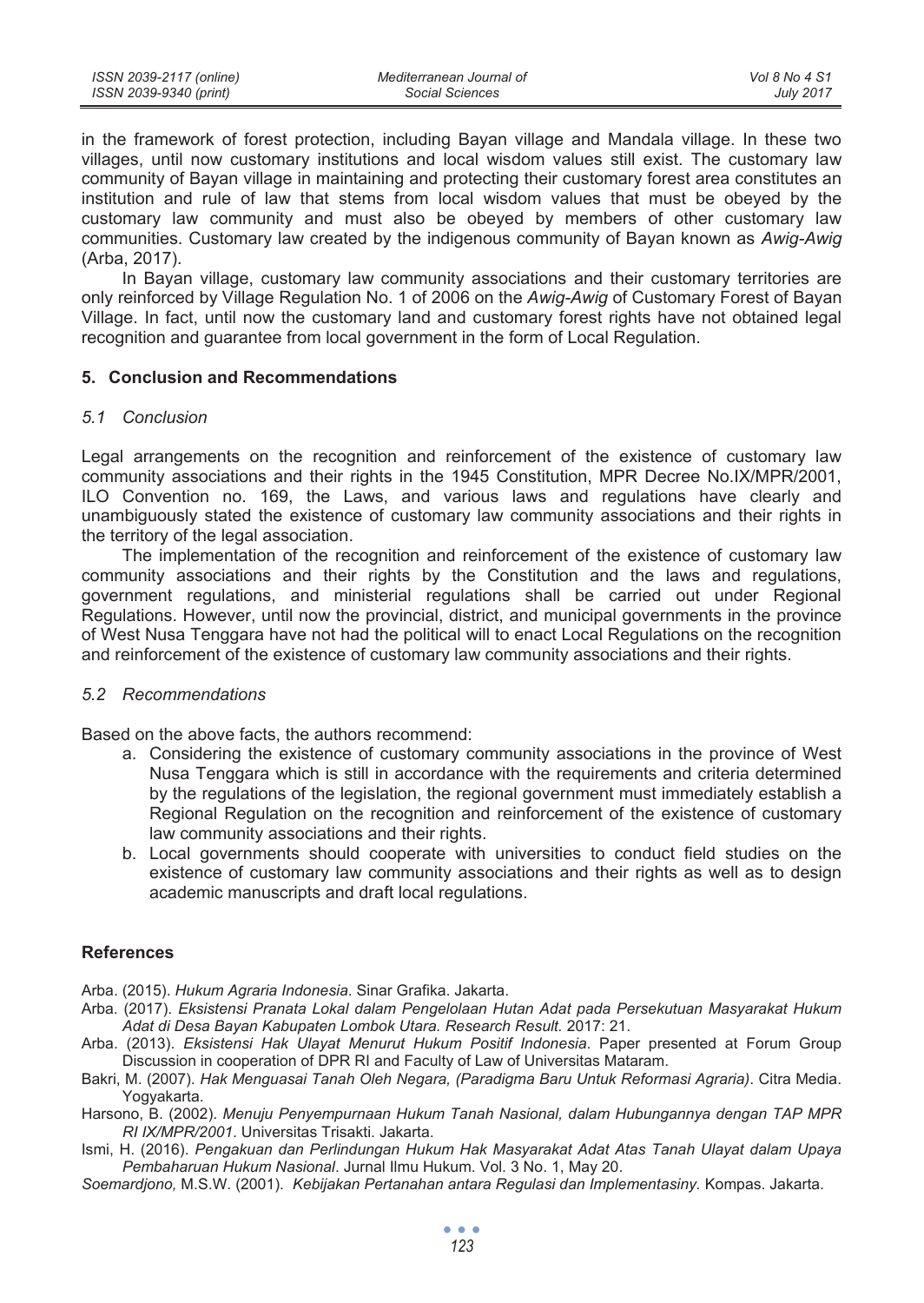in the framework of forest protection, including Bayan village and Mandala village. In these two villages, until now customary institutions and local wisdom values still exist. The customary law community of Bayan village in maintaining and protecting their customary forest area constitutes an institution and rule of law that stems from local wisdom values that must be obeyed by the customary law community and must also be obeyed by members of other customary law communities. Customary law created by the indigenous community of Bayan known as *Awig-Awig* (Arba, 2017).

In Bayan village, customary law community associations and their customary territories are only reinforced by Village Regulation No. 1 of 2006 on the *Awig-Awig* of Customary Forest of Bayan Village. In fact, until now the customary land and customary forest rights have not obtained legal recognition and guarantee from local government in the form of Local Regulation.

## 5. Conclusion and Recommendations

### *5.1 Conclusion*

Legal arrangements on the recognition and reinforcement of the existence of customary law community associations and their rights in the 1945 Constitution, MPR Decree No.IX/MPR/2001, ILO Convention no. 169, the Laws, and various laws and regulations have clearly and unambiguously stated the existence of customary law community associations and their rights in the territory of the legal association.

The implementation of the recognition and reinforcement of the existence of customary law community associations and their rights by the Constitution and the laws and regulations, government regulations, and ministerial regulations shall be carried out under Regional Regulations. However, until now the provincial, district, and municipal governments in the province of West Nusa Tenggara have not had the political will to enact Local Regulations on the recognition and reinforcement of the existence of customary law community associations and their rights.

### *5.2 Recommendations*

Based on the above facts, the authors recommend:

a. Considering the existence of customary community associations in the province of West Nusa Tenggara which is still in accordance with the requirements and criteria determined by the regulations of the legislation, the regional government must immediately establish a Regional Regulation on the recognition and reinforcement of the existence of customary law community associations and their rights.
b. Local governments should cooperate with universities to conduct field studies on the existence of customary law community associations and their rights as well as to design academic manuscripts and draft local regulations.

## References

Arba. (2015). *Hukum Agraria Indonesia*. Sinar Grafika. Jakarta.

Arba. (2017). *Eksistensi Pranata Lokal dalam Pengelolaan Hutan Adat pada Persekutuan Masyarakat Hukum Adat di Desa Bayan Kabupaten Lombok Utara. Research Result.* 2017: 21.

Arba. (2013). *Eksistensi Hak Ulayat Menurut Hukum Positif Indonesia*. Paper presented at Forum Group Discussion in cooperation of DPR RI and Faculty of Law of Universitas Mataram.

Bakri, M. (2007). *Hak Menguasai Tanah Oleh Negara, (Paradigma Baru Untuk Reformasi Agraria)*. Citra Media. Yogyakarta.

Harsono, B. (2002). *Menuju Penyempurnaan Hukum Tanah Nasional, dalam Hubungannya dengan TAP MPR RI IX/MPR/2001*. Universitas Trisakti. Jakarta.

Ismi, H. (2016). *Pengakuan dan Perlindungan Hukum Hak Masyarakat Adat Atas Tanah Ulayat dalam Upaya Pembaharuan Hukum Nasional*. Jurnal Ilmu Hukum. Vol. 3 No. 1, May 20.

*Soemardjono,* M.S.W. (2001). *Kebijakan Pertanahan antara Regulasi dan Implementasiny.* Kompas. Jakarta.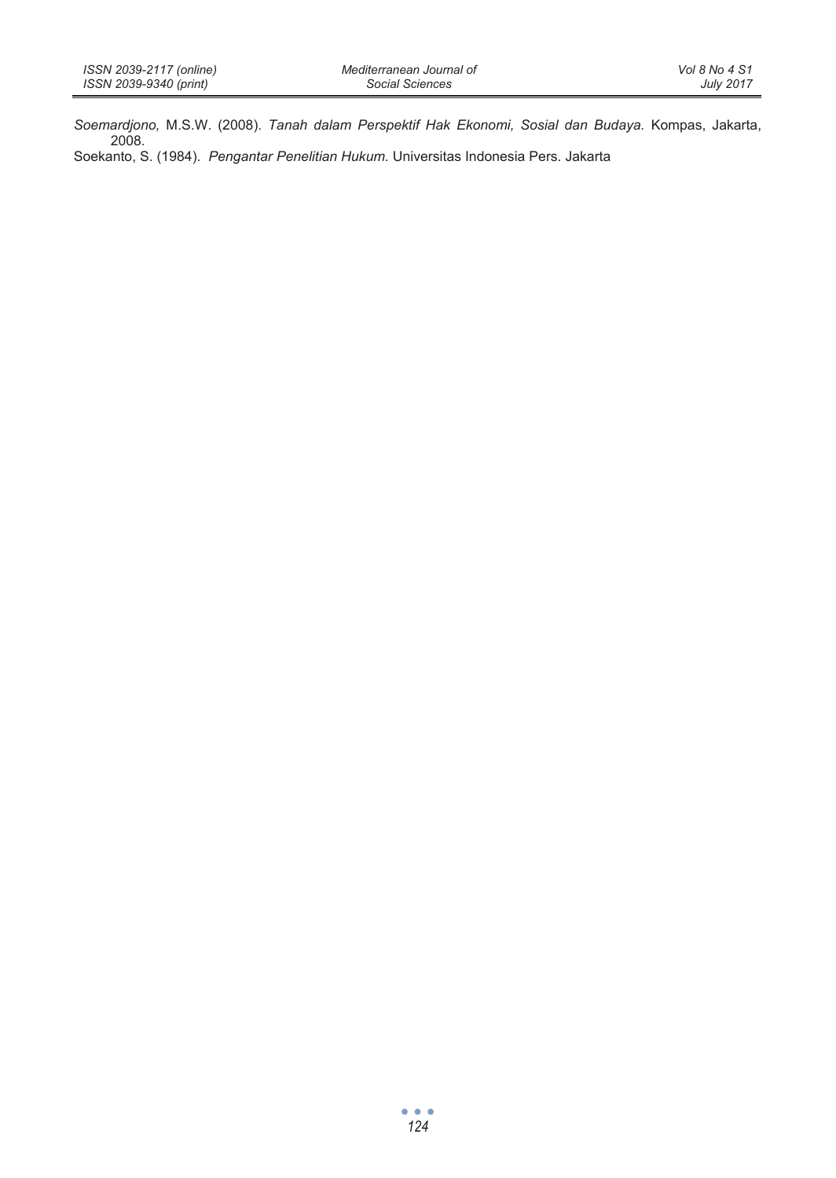*Soemardjono,* M.S.W. (2008). *Tanah dalam Perspektif Hak Ekonomi, Sosial dan Budaya.* Kompas, Jakarta, 2008.

Soekanto, S. (1984). *Pengantar Penelitian Hukum*. Universitas Indonesia Pers. Jakarta